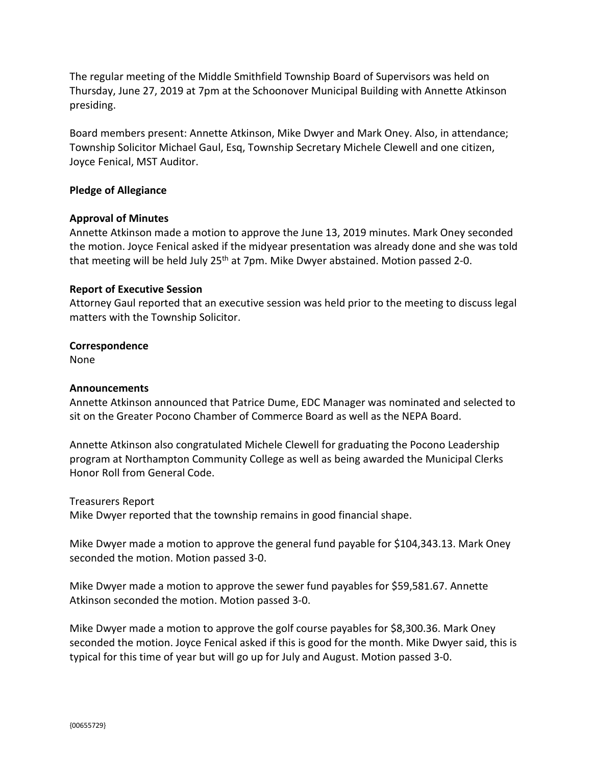The regular meeting of the Middle Smithfield Township Board of Supervisors was held on Thursday, June 27, 2019 at 7pm at the Schoonover Municipal Building with Annette Atkinson presiding.

Board members present: Annette Atkinson, Mike Dwyer and Mark Oney. Also, in attendance; Township Solicitor Michael Gaul, Esq, Township Secretary Michele Clewell and one citizen, Joyce Fenical, MST Auditor.

**Pledge of Allegiance**

**Approval of Minutes**

Annette Atkinson made a motion to approve the June 13, 2019 minutes. Mark Oney seconded the motion. Joyce Fenical asked if the midyear presentation was already done and she was told that meeting will be held July 25th at 7pm. Mike Dwyer abstained. Motion passed 2-0.

**Report of Executive Session**

Attorney Gaul reported that an executive session was held prior to the meeting to discuss legal matters with the Township Solicitor.

**Correspondence**

None

**Announcements**

Annette Atkinson announced that Patrice Dume, EDC Manager was nominated and selected to sit on the Greater Pocono Chamber of Commerce Board as well as the NEPA Board.

Annette Atkinson also congratulated Michele Clewell for graduating the Pocono Leadership program at Northampton Community College as well as being awarded the Municipal Clerks Honor Roll from General Code.

Treasurers Report

Mike Dwyer reported that the township remains in good financial shape.

Mike Dwyer made a motion to approve the general fund payable for $104,343.13. Mark Oney seconded the motion. Motion passed 3-0.

Mike Dwyer made a motion to approve the sewer fund payables for $59,581.67. Annette Atkinson seconded the motion. Motion passed 3-0.

Mike Dwyer made a motion to approve the golf course payables for $8,300.36. Mark Oney seconded the motion. Joyce Fenical asked if this is good for the month. Mike Dwyer said, this is typical for this time of year but will go up for July and August. Motion passed 3-0.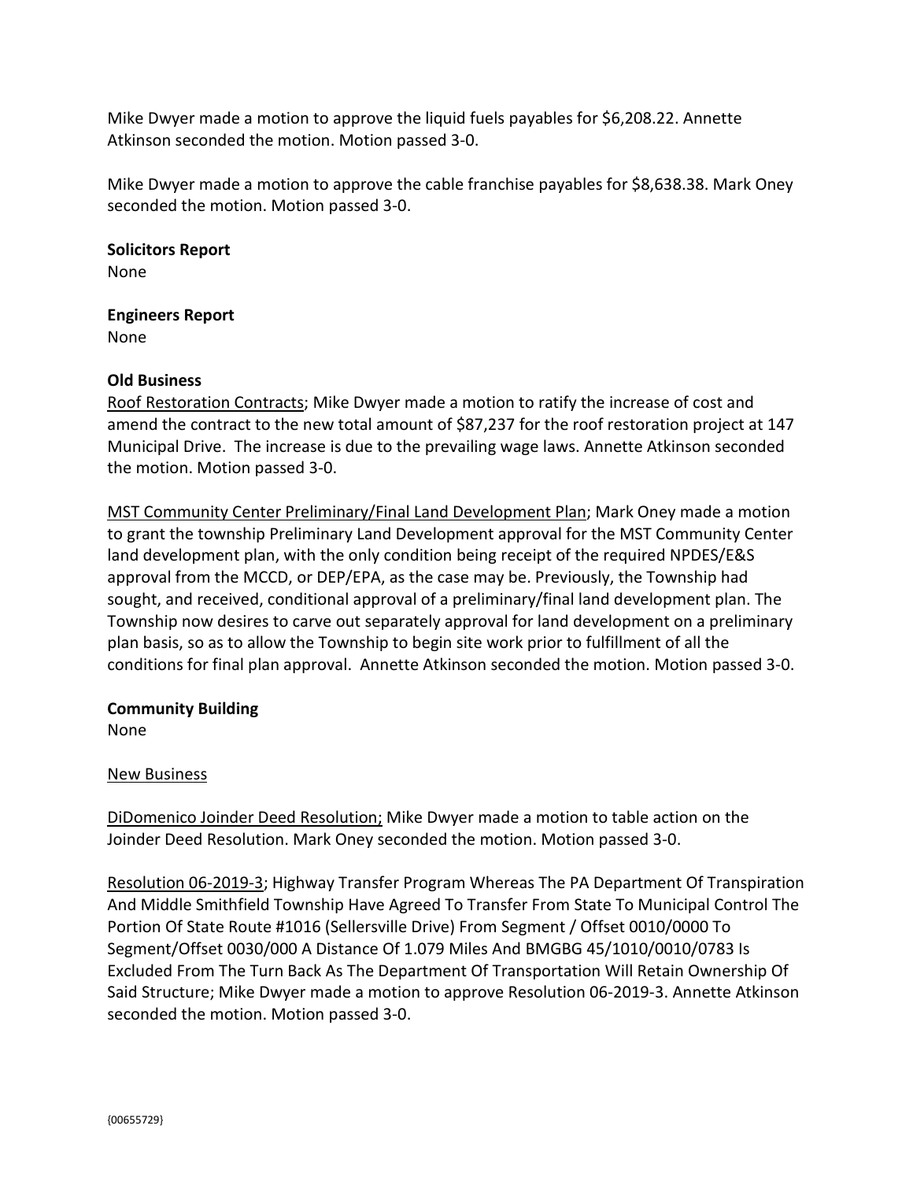Mike Dwyer made a motion to approve the liquid fuels payables for $6,208.22. Annette Atkinson seconded the motion. Motion passed 3-0.

Mike Dwyer made a motion to approve the cable franchise payables for $8,638.38. Mark Oney seconded the motion. Motion passed 3-0.

**Solicitors Report**

None

**Engineers Report**

None

**Old Business**

Roof Restoration Contracts; Mike Dwyer made a motion to ratify the increase of cost and amend the contract to the new total amount of $87,237 for the roof restoration project at 147 Municipal Drive. The increase is due to the prevailing wage laws. Annette Atkinson seconded the motion. Motion passed 3-0.

MST Community Center Preliminary/Final Land Development Plan; Mark Oney made a motion to grant the township Preliminary Land Development approval for the MST Community Center land development plan, with the only condition being receipt of the required NPDES/E&S approval from the MCCD, or DEP/EPA, as the case may be. Previously, the Township had sought, and received, conditional approval of a preliminary/final land development plan. The Township now desires to carve out separately approval for land development on a preliminary plan basis, so as to allow the Township to begin site work prior to fulfillment of all the conditions for final plan approval. Annette Atkinson seconded the motion. Motion passed 3-0.

**Community Building**

None

New Business

DiDomenico Joinder Deed Resolution; Mike Dwyer made a motion to table action on the Joinder Deed Resolution. Mark Oney seconded the motion. Motion passed 3-0.

Resolution 06-2019-3; Highway Transfer Program Whereas The PA Department Of Transpiration And Middle Smithfield Township Have Agreed To Transfer From State To Municipal Control The Portion Of State Route #1016 (Sellersville Drive) From Segment / Offset 0010/0000 To Segment/Offset 0030/000 A Distance Of 1.079 Miles And BMGBG 45/1010/0010/0783 Is Excluded From The Turn Back As The Department Of Transportation Will Retain Ownership Of Said Structure; Mike Dwyer made a motion to approve Resolution 06-2019-3. Annette Atkinson seconded the motion. Motion passed 3-0.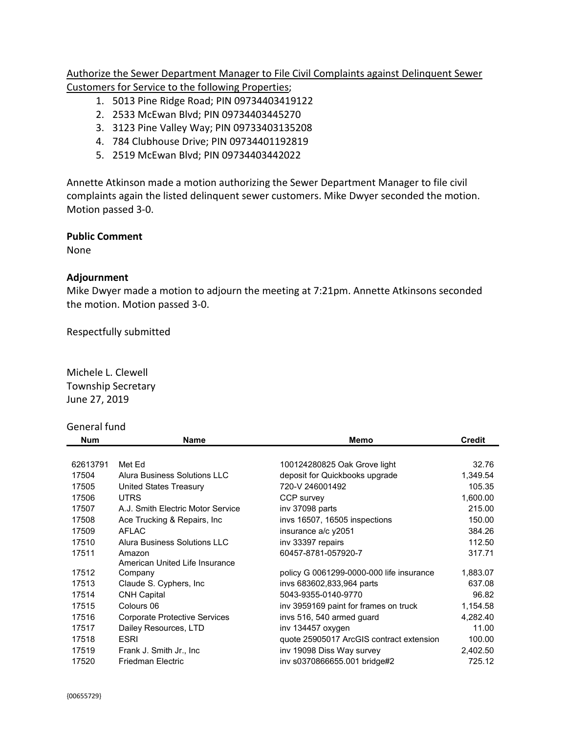Authorize the Sewer Department Manager to File Civil Complaints against Delinquent Sewer Customers for Service to the following Properties;

1. 5013 Pine Ridge Road; PIN 09734403419122
2. 2533 McEwan Blvd; PIN 09734403445270
3. 3123 Pine Valley Way; PIN 09733403135208
4. 784 Clubhouse Drive; PIN 09734401192819
5. 2519 McEwan Blvd; PIN 09734403442022

Annette Atkinson made a motion authorizing the Sewer Department Manager to file civil complaints again the listed delinquent sewer customers. Mike Dwyer seconded the motion. Motion passed 3-0.

**Public Comment**

None

**Adjournment**

Mike Dwyer made a motion to adjourn the meeting at 7:21pm. Annette Atkinsons seconded the motion. Motion passed 3-0.

Respectfully submitted

Michele L. Clewell
Township Secretary
June 27, 2019

General fund

| Num | Name | Memo | Credit |
|---|---|---|---|
| 62613791 | Met Ed | 100124280825 Oak Grove light | 32.76 |
| 17504 | Alura Business Solutions LLC | deposit for Quickbooks upgrade | 1,349.54 |
| 17505 | United States Treasury | 720-V 246001492 | 105.35 |
| 17506 | UTRS | CCP survey | 1,600.00 |
| 17507 | A.J. Smith Electric Motor Service | inv 37098 parts | 215.00 |
| 17508 | Ace Trucking & Repairs, Inc | invs 16507, 16505 inspections | 150.00 |
| 17509 | AFLAC | insurance a/c y2051 | 384.26 |
| 17510 | Alura Business Solutions LLC | inv 33397 repairs | 112.50 |
| 17511 | Amazon | 60457-8781-057920-7 | 317.71 |
| 17512 | American United Life Insurance Company | policy G 0061299-0000-000 life insurance | 1,883.07 |
| 17513 | Claude S. Cyphers, Inc | invs 683602,833,964 parts | 637.08 |
| 17514 | CNH Capital | 5043-9355-0140-9770 | 96.82 |
| 17515 | Colours 06 | inv 3959169 paint for frames on truck | 1,154.58 |
| 17516 | Corporate Protective Services | invs 516, 540 armed guard | 4,282.40 |
| 17517 | Dailey Resources, LTD | inv 134457 oxygen | 11.00 |
| 17518 | ESRI | quote 25905017 ArcGIS contract extension | 100.00 |
| 17519 | Frank J. Smith Jr., Inc | inv 19098 Diss Way survey | 2,402.50 |
| 17520 | Friedman Electric | inv s0370866655.001 bridge#2 | 725.12 |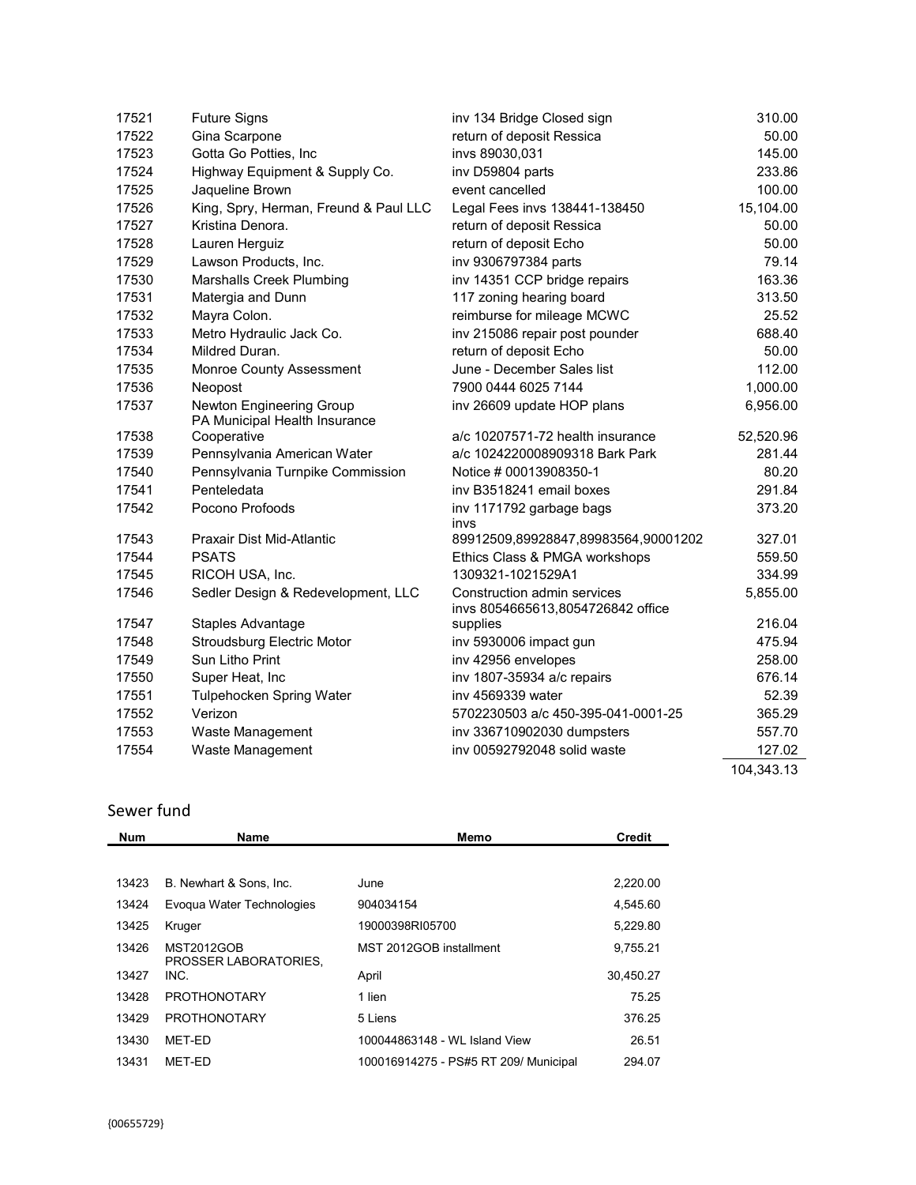| | | | |
|---|---|---|---|
| 17521 | Future Signs | inv 134 Bridge Closed sign | 310.00 |
| 17522 | Gina Scarpone | return of deposit Ressica | 50.00 |
| 17523 | Gotta Go Potties, Inc | invs 89030,031 | 145.00 |
| 17524 | Highway Equipment & Supply Co. | inv D59804 parts | 233.86 |
| 17525 | Jaqueline Brown | event cancelled | 100.00 |
| 17526 | King, Spry, Herman, Freund & Paul LLC | Legal Fees invs 138441-138450 | 15,104.00 |
| 17527 | Kristina Denora. | return of deposit Ressica | 50.00 |
| 17528 | Lauren Herguiz | return of deposit Echo | 50.00 |
| 17529 | Lawson Products, Inc. | inv 9306797384 parts | 79.14 |
| 17530 | Marshalls Creek Plumbing | inv 14351 CCP bridge repairs | 163.36 |
| 17531 | Matergia and Dunn | 117 zoning hearing board | 313.50 |
| 17532 | Mayra Colon. | reimburse for mileage MCWC | 25.52 |
| 17533 | Metro Hydraulic Jack Co. | inv 215086 repair post pounder | 688.40 |
| 17534 | Mildred Duran. | return of deposit Echo | 50.00 |
| 17535 | Monroe County Assessment | June - December Sales list | 112.00 |
| 17536 | Neopost | 7900 0444 6025 7144 | 1,000.00 |
| 17537 | Newton Engineering Group | inv 26609 update HOP plans | 6,956.00 |
| 17538 | PA Municipal Health Insurance Cooperative | a/c 10207571-72 health insurance | 52,520.96 |
| 17539 | Pennsylvania American Water | a/c 1024220008909318 Bark Park | 281.44 |
| 17540 | Pennsylvania Turnpike Commission | Notice # 00013908350-1 | 80.20 |
| 17541 | Penteledata | inv B3518241 email boxes | 291.84 |
| 17542 | Pocono Profoods | inv 1171792 garbage bags | 373.20 |
| 17543 | Praxair Dist Mid-Atlantic | invs 89912509,89928847,89983564,90001202 | 327.01 |
| 17544 | PSATS | Ethics Class & PMGA workshops | 559.50 |
| 17545 | RICOH USA, Inc. | 1309321-1021529A1 | 334.99 |
| 17546 | Sedler Design & Redevelopment, LLC | Construction admin services | 5,855.00 |
| 17547 | Staples Advantage | invs 8054665613,8054726842 office supplies | 216.04 |
| 17548 | Stroudsburg Electric Motor | inv 5930006 impact gun | 475.94 |
| 17549 | Sun Litho Print | inv 42956 envelopes | 258.00 |
| 17550 | Super Heat, Inc | inv 1807-35934 a/c repairs | 676.14 |
| 17551 | Tulpehocken Spring Water | inv 4569339 water | 52.39 |
| 17552 | Verizon | 5702230503 a/c 450-395-041-0001-25 | 365.29 |
| 17553 | Waste Management | inv 336710902030 dumpsters | 557.70 |
| 17554 | Waste Management | inv 00592792048 solid waste | 127.02 |
| | | | 104,343.13 |

## Sewer fund

| Num | Name | Memo | Credit |
|---|---|---|---|
| 13423 | B. Newhart & Sons, Inc. | June | 2,220.00 |
| 13424 | Evoqua Water Technologies | 904034154 | 4,545.60 |
| 13425 | Kruger | 19000398RI05700 | 5,229.80 |
| 13426 | MST2012GOB | MST 2012GOB installment | 9,755.21 |
| 13427 | PROSSER LABORATORIES, INC. | April | 30,450.27 |
| 13428 | PROTHONOTARY | 1 lien | 75.25 |
| 13429 | PROTHONOTARY | 5 Liens | 376.25 |
| 13430 | MET-ED | 100044863148 - WL Island View | 26.51 |
| 13431 | MET-ED | 100016914275 - PS#5 RT 209/ Municipal | 294.07 |

{00655729}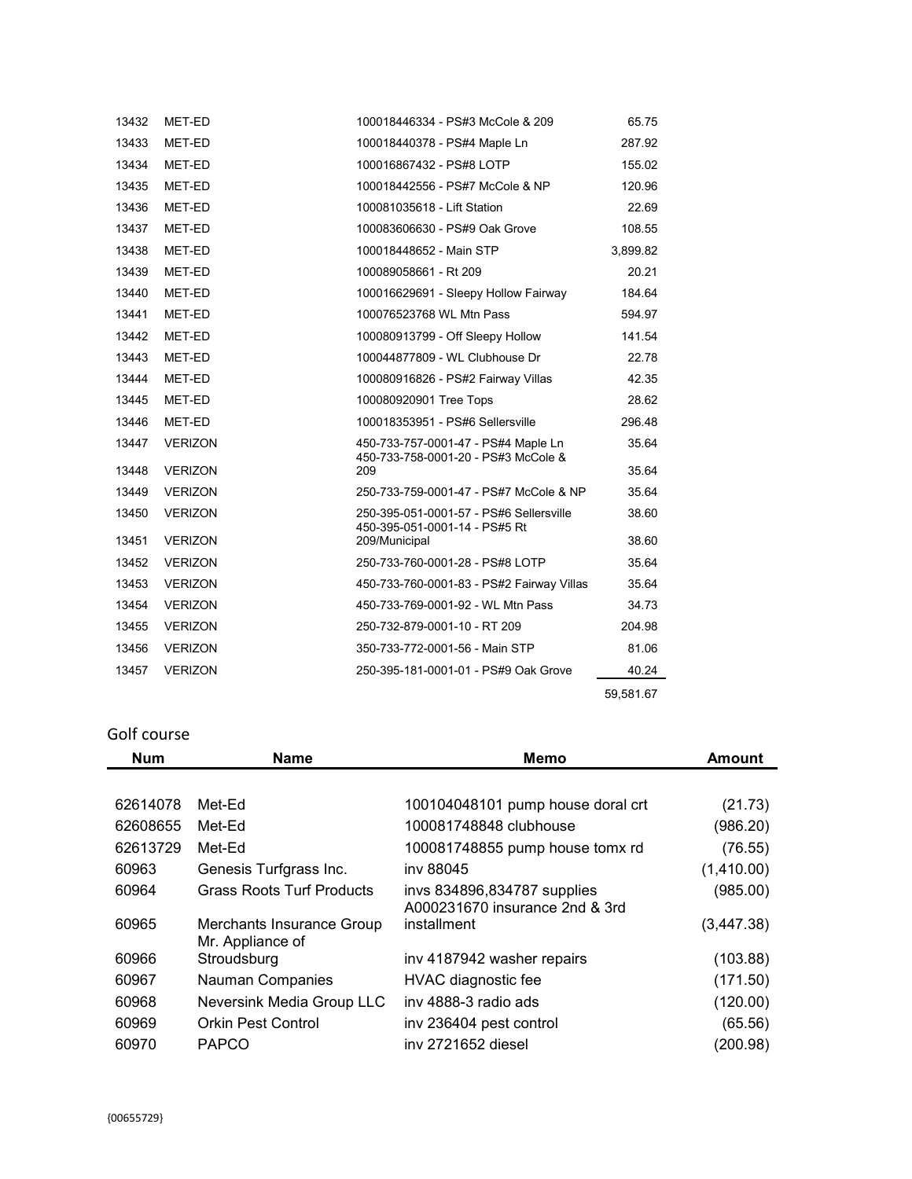| | | | |
|---|---|---|---|
| 13432 | MET-ED | 100018446334 - PS#3 McCole & 209 | 65.75 |
| 13433 | MET-ED | 100018440378 - PS#4 Maple Ln | 287.92 |
| 13434 | MET-ED | 100016867432 - PS#8 LOTP | 155.02 |
| 13435 | MET-ED | 100018442556 - PS#7 McCole & NP | 120.96 |
| 13436 | MET-ED | 100081035618 - Lift Station | 22.69 |
| 13437 | MET-ED | 100083606630 - PS#9 Oak Grove | 108.55 |
| 13438 | MET-ED | 100018448652 - Main STP | 3,899.82 |
| 13439 | MET-ED | 100089058661 - Rt 209 | 20.21 |
| 13440 | MET-ED | 100016629691 - Sleepy Hollow Fairway | 184.64 |
| 13441 | MET-ED | 100076523768 WL Mtn Pass | 594.97 |
| 13442 | MET-ED | 100080913799 - Off Sleepy Hollow | 141.54 |
| 13443 | MET-ED | 100044877809 - WL Clubhouse Dr | 22.78 |
| 13444 | MET-ED | 100080916826 - PS#2 Fairway Villas | 42.35 |
| 13445 | MET-ED | 100080920901 Tree Tops | 28.62 |
| 13446 | MET-ED | 100018353951 - PS#6 Sellersville | 296.48 |
| 13447 | VERIZON | 450-733-757-0001-47 - PS#4 Maple Ln | 35.64 |
| 13448 | VERIZON | 450-733-758-0001-20 - PS#3 McCole & 209 | 35.64 |
| 13449 | VERIZON | 250-733-759-0001-47 - PS#7 McCole & NP | 35.64 |
| 13450 | VERIZON | 250-395-051-0001-57 - PS#6 Sellersville | 38.60 |
| 13451 | VERIZON | 450-395-051-0001-14 - PS#5 Rt 209/Municipal | 38.60 |
| 13452 | VERIZON | 250-733-760-0001-28 - PS#8 LOTP | 35.64 |
| 13453 | VERIZON | 450-733-760-0001-83 - PS#2 Fairway Villas | 35.64 |
| 13454 | VERIZON | 450-733-769-0001-92 - WL Mtn Pass | 34.73 |
| 13455 | VERIZON | 250-732-879-0001-10 - RT 209 | 204.98 |
| 13456 | VERIZON | 350-733-772-0001-56 - Main STP | 81.06 |
| 13457 | VERIZON | 250-395-181-0001-01 - PS#9 Oak Grove | 40.24 |
| | | | 59,581.67 |

Golf course

| Num | Name | Memo | Amount |
|---|---|---|---|
| 62614078 | Met-Ed | 100104048101 pump house doral crt | (21.73) |
| 62608655 | Met-Ed | 100081748848 clubhouse | (986.20) |
| 62613729 | Met-Ed | 100081748855 pump house tomx rd | (76.55) |
| 60963 | Genesis Turfgrass Inc. | inv 88045 | (1,410.00) |
| 60964 | Grass Roots Turf Products | invs 834896,834787 supplies | (985.00) |
| 60965 | Merchants Insurance Group | A000231670 insurance 2nd & 3rd installment | (3,447.38) |
| 60966 | Mr. Appliance of Stroudsburg | inv 4187942 washer repairs | (103.88) |
| 60967 | Nauman Companies | HVAC diagnostic fee | (171.50) |
| 60968 | Neversink Media Group LLC | inv 4888-3 radio ads | (120.00) |
| 60969 | Orkin Pest Control | inv 236404 pest control | (65.56) |
| 60970 | PAPCO | inv 2721652 diesel | (200.98) |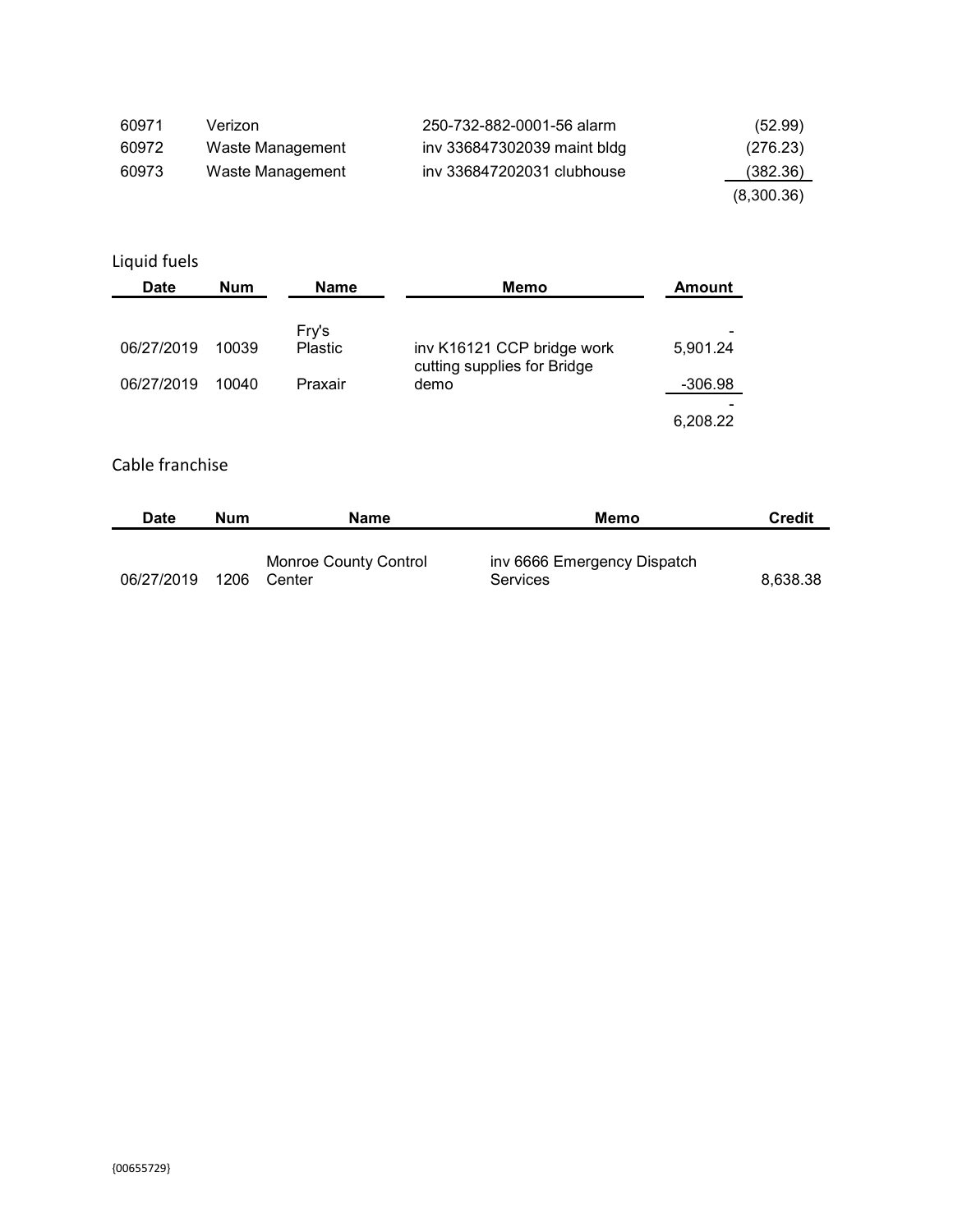| | | | |
|---|---|---|---|
| 60971 | Verizon | 250-732-882-0001-56 alarm | (52.99) |
| 60972 | Waste Management | inv 336847302039 maint bldg | (276.23) |
| 60973 | Waste Management | inv 336847202031 clubhouse | (382.36) |
| | | | (8,300.36) |

Liquid fuels

| Date | Num | Name | Memo | Amount |
|---|---|---|---|---|
| 06/27/2019 | 10039 | Fry's Plastic | inv K16121 CCP bridge work | -<br>5,901.24 |
| 06/27/2019 | 10040 | Praxair | cutting supplies for Bridge demo | -306.98 |
| | | | | -<br>6,208.22 |

Cable franchise

| Date | Num | Name | Memo | Credit |
|---|---|---|---|---|
| 06/27/2019 | 1206 | Monroe County Control Center | inv 6666 Emergency Dispatch Services | 8,638.38 |

{00655729}